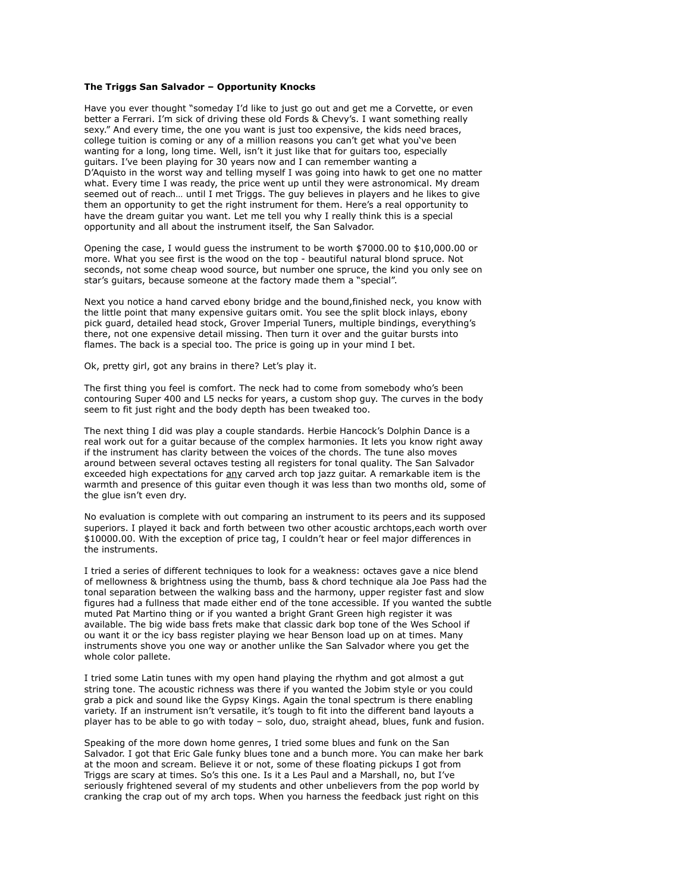**The Triggs San Salvador – Opportunity Knocks**

Have you ever thought "someday I'd like to just go out and get me a Corvette, or even better a Ferrari. I'm sick of driving these old Fords & Chevy's. I want something really sexy." And every time, the one you want is just too expensive, the kids need braces, college tuition is coming or any of a million reasons you can't get what you've been wanting for a long, long time. Well, isn't it just like that for guitars too, especially guitars. I've been playing for 30 years now and I can remember wanting a D'Aquisto in the worst way and telling myself I was going into hawk to get one no matter what. Every time I was ready, the price went up until they were astronomical. My dream seemed out of reach… until I met Triggs. The guy believes in players and he likes to give them an opportunity to get the right instrument for them. Here's a real opportunity to have the dream guitar you want. Let me tell you why I really think this is a special opportunity and all about the instrument itself, the San Salvador.

Opening the case, I would guess the instrument to be worth $7000.00 to $10,000.00 or more. What you see first is the wood on the top - beautiful natural blond spruce. Not seconds, not some cheap wood source, but number one spruce, the kind you only see on star's guitars, because someone at the factory made them a "special".

Next you notice a hand carved ebony bridge and the bound,finished neck, you know with the little point that many expensive guitars omit. You see the split block inlays, ebony pick guard, detailed head stock, Grover Imperial Tuners, multiple bindings, everything's there, not one expensive detail missing. Then turn it over and the guitar bursts into flames. The back is a special too. The price is going up in your mind I bet.

Ok, pretty girl, got any brains in there? Let's play it.

The first thing you feel is comfort. The neck had to come from somebody who's been contouring Super 400 and L5 necks for years, a custom shop guy. The curves in the body seem to fit just right and the body depth has been tweaked too.

The next thing I did was play a couple standards. Herbie Hancock's Dolphin Dance is a real work out for a guitar because of the complex harmonies. It lets you know right away if the instrument has clarity between the voices of the chords. The tune also moves around between several octaves testing all registers for tonal quality. The San Salvador exceeded high expectations for <u>any</u> carved arch top jazz guitar. A remarkable item is the warmth and presence of this guitar even though it was less than two months old, some of the glue isn't even dry.

No evaluation is complete with out comparing an instrument to its peers and its supposed superiors. I played it back and forth between two other acoustic archtops,each worth over $10000.00. With the exception of price tag, I couldn't hear or feel major differences in the instruments.

I tried a series of different techniques to look for a weakness: octaves gave a nice blend of mellowness & brightness using the thumb, bass & chord technique ala Joe Pass had the tonal separation between the walking bass and the harmony, upper register fast and slow figures had a fullness that made either end of the tone accessible. If you wanted the subtle muted Pat Martino thing or if you wanted a bright Grant Green high register it was available. The big wide bass frets make that classic dark bop tone of the Wes School if ou want it or the icy bass register playing we hear Benson load up on at times. Many instruments shove you one way or another unlike the San Salvador where you get the whole color pallete.

I tried some Latin tunes with my open hand playing the rhythm and got almost a gut string tone. The acoustic richness was there if you wanted the Jobim style or you could grab a pick and sound like the Gypsy Kings. Again the tonal spectrum is there enabling variety. If an instrument isn't versatile, it's tough to fit into the different band layouts a player has to be able to go with today – solo, duo, straight ahead, blues, funk and fusion.

Speaking of the more down home genres, I tried some blues and funk on the San Salvador. I got that Eric Gale funky blues tone and a bunch more. You can make her bark at the moon and scream. Believe it or not, some of these floating pickups I got from Triggs are scary at times. So's this one. Is it a Les Paul and a Marshall, no, but I've seriously frightened several of my students and other unbelievers from the pop world by cranking the crap out of my arch tops. When you harness the feedback just right on this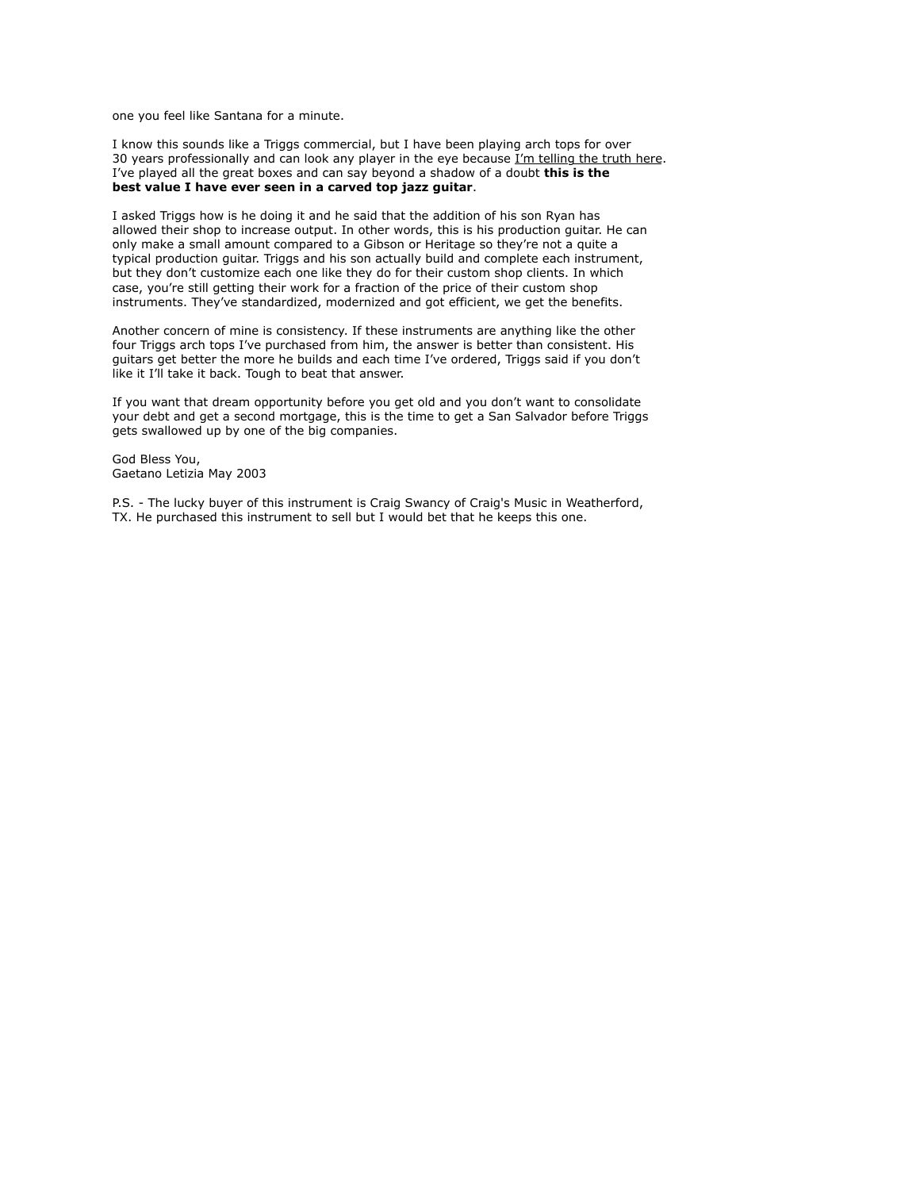one you feel like Santana for a minute.

I know this sounds like a Triggs commercial, but I have been playing arch tops for over 30 years professionally and can look any player in the eye because I'm telling the truth here. I've played all the great boxes and can say beyond a shadow of a doubt **this is the best value I have ever seen in a carved top jazz guitar**.

I asked Triggs how is he doing it and he said that the addition of his son Ryan has allowed their shop to increase output. In other words, this is his production guitar. He can only make a small amount compared to a Gibson or Heritage so they're not a quite a typical production guitar. Triggs and his son actually build and complete each instrument, but they don't customize each one like they do for their custom shop clients. In which case, you're still getting their work for a fraction of the price of their custom shop instruments. They've standardized, modernized and got efficient, we get the benefits.

Another concern of mine is consistency. If these instruments are anything like the other four Triggs arch tops I've purchased from him, the answer is better than consistent. His guitars get better the more he builds and each time I've ordered, Triggs said if you don't like it I'll take it back. Tough to beat that answer.

If you want that dream opportunity before you get old and you don't want to consolidate your debt and get a second mortgage, this is the time to get a San Salvador before Triggs gets swallowed up by one of the big companies.

God Bless You,
Gaetano Letizia May 2003

P.S. - The lucky buyer of this instrument is Craig Swancy of Craig's Music in Weatherford, TX. He purchased this instrument to sell but I would bet that he keeps this one.